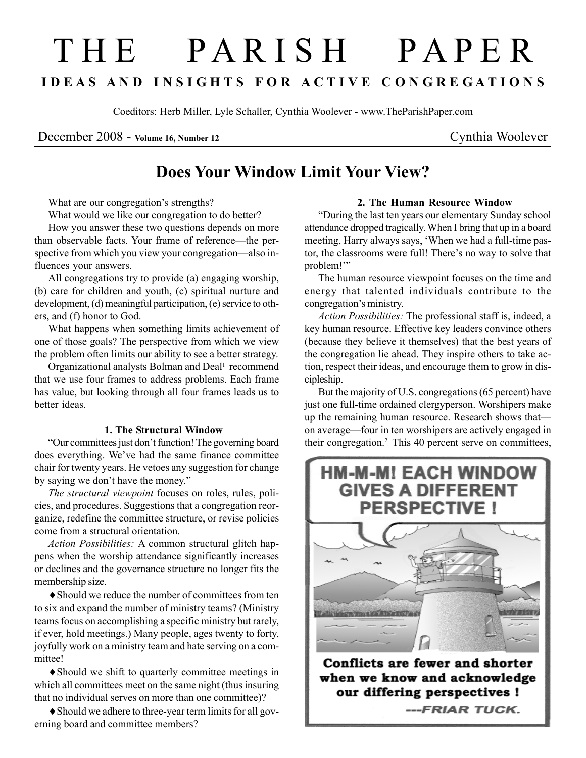# THE PARISH PAPER

**IDEAS AND INSIGHTS FOR ACTIVE CONGREGATIONS**

Coeditors: Herb Miller, Lyle Schaller, Cynthia Woolever - www.TheParishPaper.com

December 2008 - **Volume 16, Number 12** — Cynthia Woolever

## Does Your Window Limit Your View?

What are our congregation's strengths?

What would we like our congregation to do better?

How you answer these two questions depends on more than observable facts. Your frame of reference—the perspective from which you view your congregation—also influences your answers.

All congregations try to provide (a) engaging worship, (b) care for children and youth, (c) spiritual nurture and development, (d) meaningful participation, (e) service to others, and (f) honor to God.

What happens when something limits achievement of one of those goals? The perspective from which we view the problem often limits our ability to see a better strategy.

Organizational analysts Bolman and Deal[1] recommend that we use four frames to address problems. Each frame has value, but looking through all four frames leads us to better ideas.

### 1. The Structural Window

"Our committees just don't function! The governing board does everything. We've had the same finance committee chair for twenty years. He vetoes any suggestion for change by saying we don't have the money."

*The structural viewpoint* focuses on roles, rules, policies, and procedures. Suggestions that a congregation reorganize, redefine the committee structure, or revise policies come from a structural orientation.

*Action Possibilities:* A common structural glitch happens when the worship attendance significantly increases or declines and the governance structure no longer fits the membership size.

♦ Should we reduce the number of committees from ten to six and expand the number of ministry teams? (Ministry teams focus on accomplishing a specific ministry but rarely, if ever, hold meetings.) Many people, ages twenty to forty, joyfully work on a ministry team and hate serving on a committee!

♦ Should we shift to quarterly committee meetings in which all committees meet on the same night (thus insuring that no individual serves on more than one committee)?

♦ Should we adhere to three-year term limits for all governing board and committee members?

### 2. The Human Resource Window

"During the last ten years our elementary Sunday school attendance dropped tragically. When I bring that up in a board meeting, Harry always says, 'When we had a full-time pastor, the classrooms were full! There's no way to solve that problem!'"

The human resource viewpoint focuses on the time and energy that talented individuals contribute to the congregation's ministry.

*Action Possibilities:* The professional staff is, indeed, a key human resource. Effective key leaders convince others (because they believe it themselves) that the best years of the congregation lie ahead. They inspire others to take action, respect their ideas, and encourage them to grow in discipleship.

But the majority of U.S. congregations (65 percent) have just one full-time ordained clergyperson. Worshipers make up the remaining human resource. Research shows that—on average—four in ten worshipers are actively engaged in their congregation.[2] This 40 percent serve on committees,

HM-M-M! EACH WINDOW GIVES A DIFFERENT PERSPECTIVE !

Conflicts are fewer and shorter when we know and acknowledge our differing perspectives !

---FRIAR TUCK.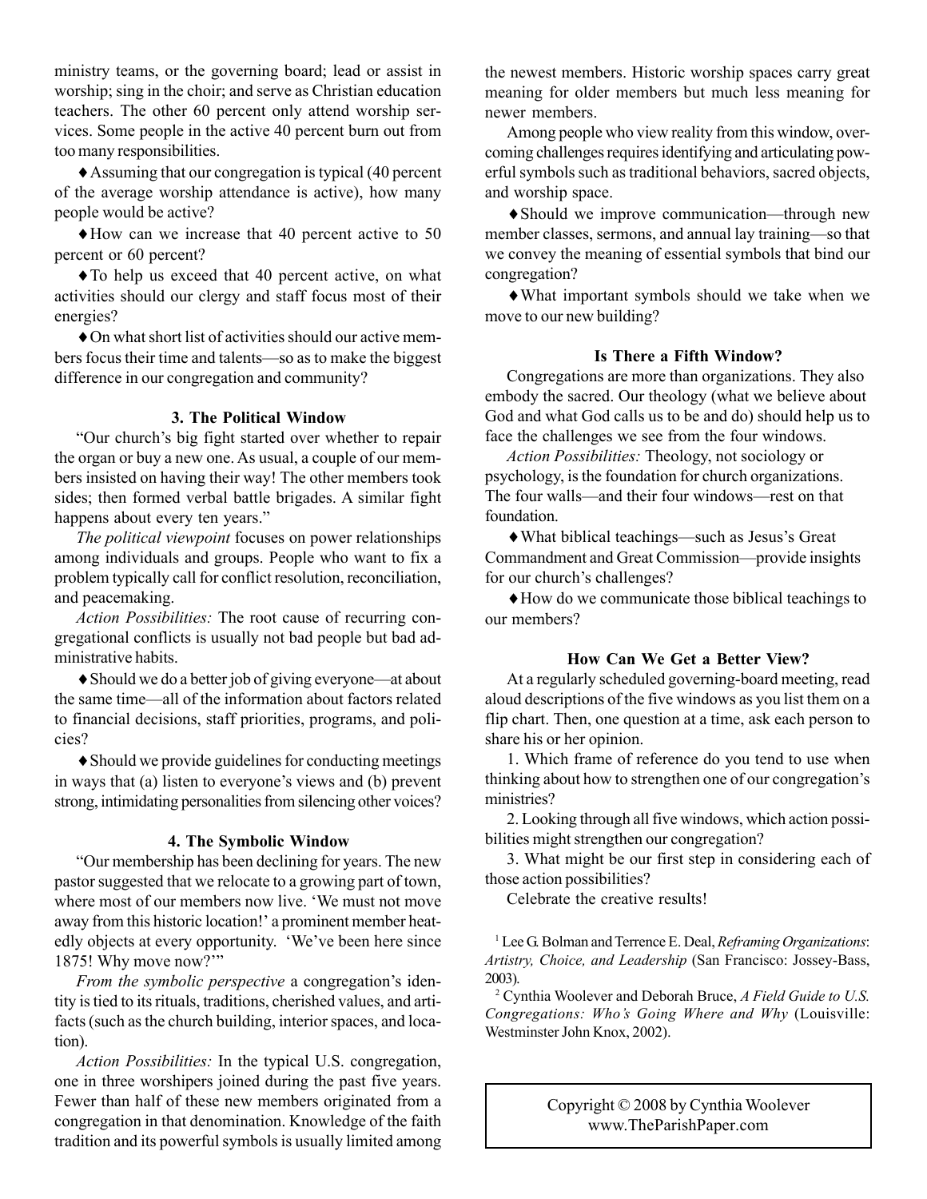ministry teams, or the governing board; lead or assist in worship; sing in the choir; and serve as Christian education teachers. The other 60 percent only attend worship services. Some people in the active 40 percent burn out from too many responsibilities.

♦ Assuming that our congregation is typical (40 percent of the average worship attendance is active), how many people would be active?

♦ How can we increase that 40 percent active to 50 percent or 60 percent?

♦ To help us exceed that 40 percent active, on what activities should our clergy and staff focus most of their energies?

♦ On what short list of activities should our active members focus their time and talents—so as to make the biggest difference in our congregation and community?

### 3. The Political Window

"Our church's big fight started over whether to repair the organ or buy a new one. As usual, a couple of our members insisted on having their way! The other members took sides; then formed verbal battle brigades. A similar fight happens about every ten years."

*The political viewpoint* focuses on power relationships among individuals and groups. People who want to fix a problem typically call for conflict resolution, reconciliation, and peacemaking.

*Action Possibilities:* The root cause of recurring congregational conflicts is usually not bad people but bad administrative habits.

♦ Should we do a better job of giving everyone—at about the same time—all of the information about factors related to financial decisions, staff priorities, programs, and policies?

♦ Should we provide guidelines for conducting meetings in ways that (a) listen to everyone's views and (b) prevent strong, intimidating personalities from silencing other voices?

### 4. The Symbolic Window

"Our membership has been declining for years. The new pastor suggested that we relocate to a growing part of town, where most of our members now live. 'We must not move away from this historic location!' a prominent member heatedly objects at every opportunity. 'We've been here since 1875! Why move now?'"

*From the symbolic perspective* a congregation's identity is tied to its rituals, traditions, cherished values, and artifacts (such as the church building, interior spaces, and location).

*Action Possibilities:* In the typical U.S. congregation, one in three worshipers joined during the past five years. Fewer than half of these new members originated from a congregation in that denomination. Knowledge of the faith tradition and its powerful symbols is usually limited among the newest members. Historic worship spaces carry great meaning for older members but much less meaning for newer members.

Among people who view reality from this window, overcoming challenges requires identifying and articulating powerful symbols such as traditional behaviors, sacred objects, and worship space.

♦ Should we improve communication—through new member classes, sermons, and annual lay training—so that we convey the meaning of essential symbols that bind our congregation?

♦ What important symbols should we take when we move to our new building?

### Is There a Fifth Window?

Congregations are more than organizations. They also embody the sacred. Our theology (what we believe about God and what God calls us to be and do) should help us to face the challenges we see from the four windows.

*Action Possibilities:* Theology, not sociology or psychology, is the foundation for church organizations. The four walls—and their four windows—rest on that foundation.

♦ What biblical teachings—such as Jesus's Great Commandment and Great Commission—provide insights for our church's challenges?

♦ How do we communicate those biblical teachings to our members?

### How Can We Get a Better View?

At a regularly scheduled governing-board meeting, read aloud descriptions of the five windows as you list them on a flip chart. Then, one question at a time, ask each person to share his or her opinion.

1. Which frame of reference do you tend to use when thinking about how to strengthen one of our congregation's ministries?

2. Looking through all five windows, which action possibilities might strengthen our congregation?

3. What might be our first step in considering each of those action possibilities?

Celebrate the creative results!

[1] Lee G. Bolman and Terrence E. Deal, *Reframing Organizations*: *Artistry, Choice, and Leadership* (San Francisco: Jossey-Bass, 2003).

[2] Cynthia Woolever and Deborah Bruce, *A Field Guide to U.S. Congregations: Who's Going Where and Why* (Louisville: Westminster John Knox, 2002).

Copyright © 2008 by Cynthia Woolever
www.TheParishPaper.com